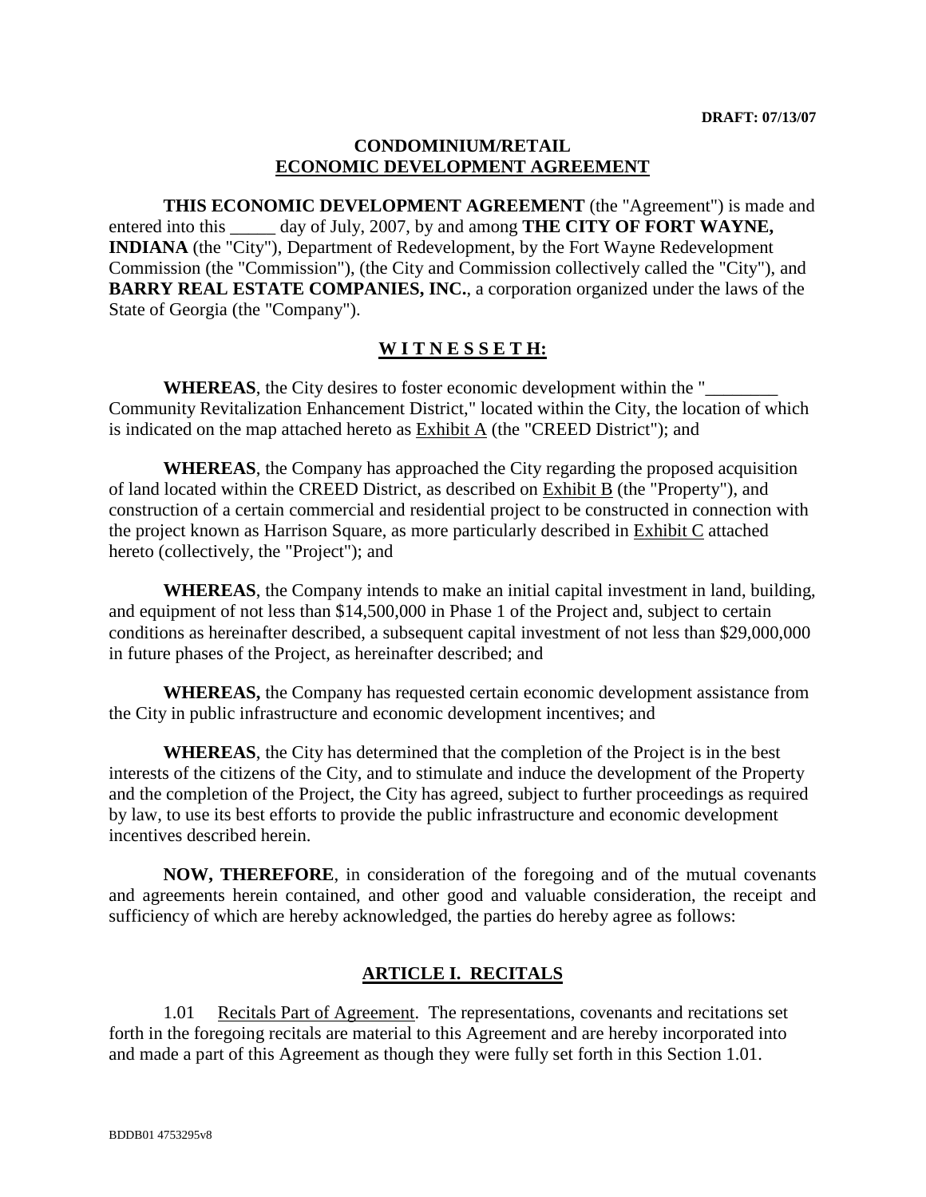**DRAFT: 07/13/07**

# CONDOMINIUM/RETAIL ECONOMIC DEVELOPMENT AGREEMENT

**THIS ECONOMIC DEVELOPMENT AGREEMENT** (the "Agreement") is made and entered into this _____ day of July, 2007, by and among **THE CITY OF FORT WAYNE, INDIANA** (the "City"), Department of Redevelopment, by the Fort Wayne Redevelopment Commission (the "Commission"), (the City and Commission collectively called the "City"), and **BARRY REAL ESTATE COMPANIES, INC.**, a corporation organized under the laws of the State of Georgia (the "Company").

## W I T N E S S E T H:

**WHEREAS**, the City desires to foster economic development within the "________ Community Revitalization Enhancement District," located within the City, the location of which is indicated on the map attached hereto as Exhibit A (the "CREED District"); and

**WHEREAS**, the Company has approached the City regarding the proposed acquisition of land located within the CREED District, as described on Exhibit B (the "Property"), and construction of a certain commercial and residential project to be constructed in connection with the project known as Harrison Square, as more particularly described in Exhibit C attached hereto (collectively, the "Project"); and

**WHEREAS**, the Company intends to make an initial capital investment in land, building, and equipment of not less than $14,500,000 in Phase 1 of the Project and, subject to certain conditions as hereinafter described, a subsequent capital investment of not less than $29,000,000 in future phases of the Project, as hereinafter described; and

**WHEREAS,** the Company has requested certain economic development assistance from the City in public infrastructure and economic development incentives; and

**WHEREAS**, the City has determined that the completion of the Project is in the best interests of the citizens of the City, and to stimulate and induce the development of the Property and the completion of the Project, the City has agreed, subject to further proceedings as required by law, to use its best efforts to provide the public infrastructure and economic development incentives described herein.

**NOW, THEREFORE**, in consideration of the foregoing and of the mutual covenants and agreements herein contained, and other good and valuable consideration, the receipt and sufficiency of which are hereby acknowledged, the parties do hereby agree as follows:

## ARTICLE I. RECITALS

1.01 Recitals Part of Agreement. The representations, covenants and recitations set forth in the foregoing recitals are material to this Agreement and are hereby incorporated into and made a part of this Agreement as though they were fully set forth in this Section 1.01.

BDDB01 4753295v8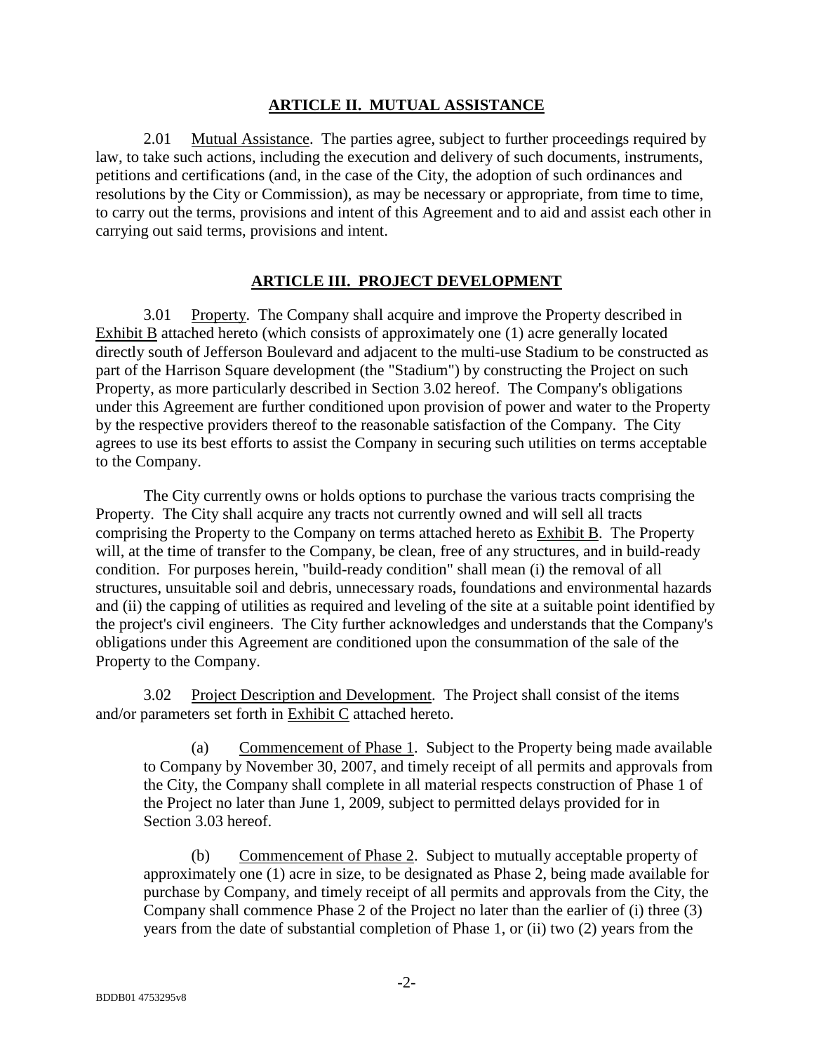## ARTICLE II. MUTUAL ASSISTANCE

2.01 Mutual Assistance. The parties agree, subject to further proceedings required by law, to take such actions, including the execution and delivery of such documents, instruments, petitions and certifications (and, in the case of the City, the adoption of such ordinances and resolutions by the City or Commission), as may be necessary or appropriate, from time to time, to carry out the terms, provisions and intent of this Agreement and to aid and assist each other in carrying out said terms, provisions and intent.

## ARTICLE III. PROJECT DEVELOPMENT

3.01 Property. The Company shall acquire and improve the Property described in Exhibit B attached hereto (which consists of approximately one (1) acre generally located directly south of Jefferson Boulevard and adjacent to the multi-use Stadium to be constructed as part of the Harrison Square development (the "Stadium") by constructing the Project on such Property, as more particularly described in Section 3.02 hereof. The Company's obligations under this Agreement are further conditioned upon provision of power and water to the Property by the respective providers thereof to the reasonable satisfaction of the Company. The City agrees to use its best efforts to assist the Company in securing such utilities on terms acceptable to the Company.

The City currently owns or holds options to purchase the various tracts comprising the Property. The City shall acquire any tracts not currently owned and will sell all tracts comprising the Property to the Company on terms attached hereto as Exhibit B. The Property will, at the time of transfer to the Company, be clean, free of any structures, and in build-ready condition. For purposes herein, "build-ready condition" shall mean (i) the removal of all structures, unsuitable soil and debris, unnecessary roads, foundations and environmental hazards and (ii) the capping of utilities as required and leveling of the site at a suitable point identified by the project's civil engineers. The City further acknowledges and understands that the Company's obligations under this Agreement are conditioned upon the consummation of the sale of the Property to the Company.

3.02 Project Description and Development. The Project shall consist of the items and/or parameters set forth in Exhibit C attached hereto.

> (a) Commencement of Phase 1. Subject to the Property being made available to Company by November 30, 2007, and timely receipt of all permits and approvals from the City, the Company shall complete in all material respects construction of Phase 1 of the Project no later than June 1, 2009, subject to permitted delays provided for in Section 3.03 hereof.
>
> (b) Commencement of Phase 2. Subject to mutually acceptable property of approximately one (1) acre in size, to be designated as Phase 2, being made available for purchase by Company, and timely receipt of all permits and approvals from the City, the Company shall commence Phase 2 of the Project no later than the earlier of (i) three (3) years from the date of substantial completion of Phase 1, or (ii) two (2) years from the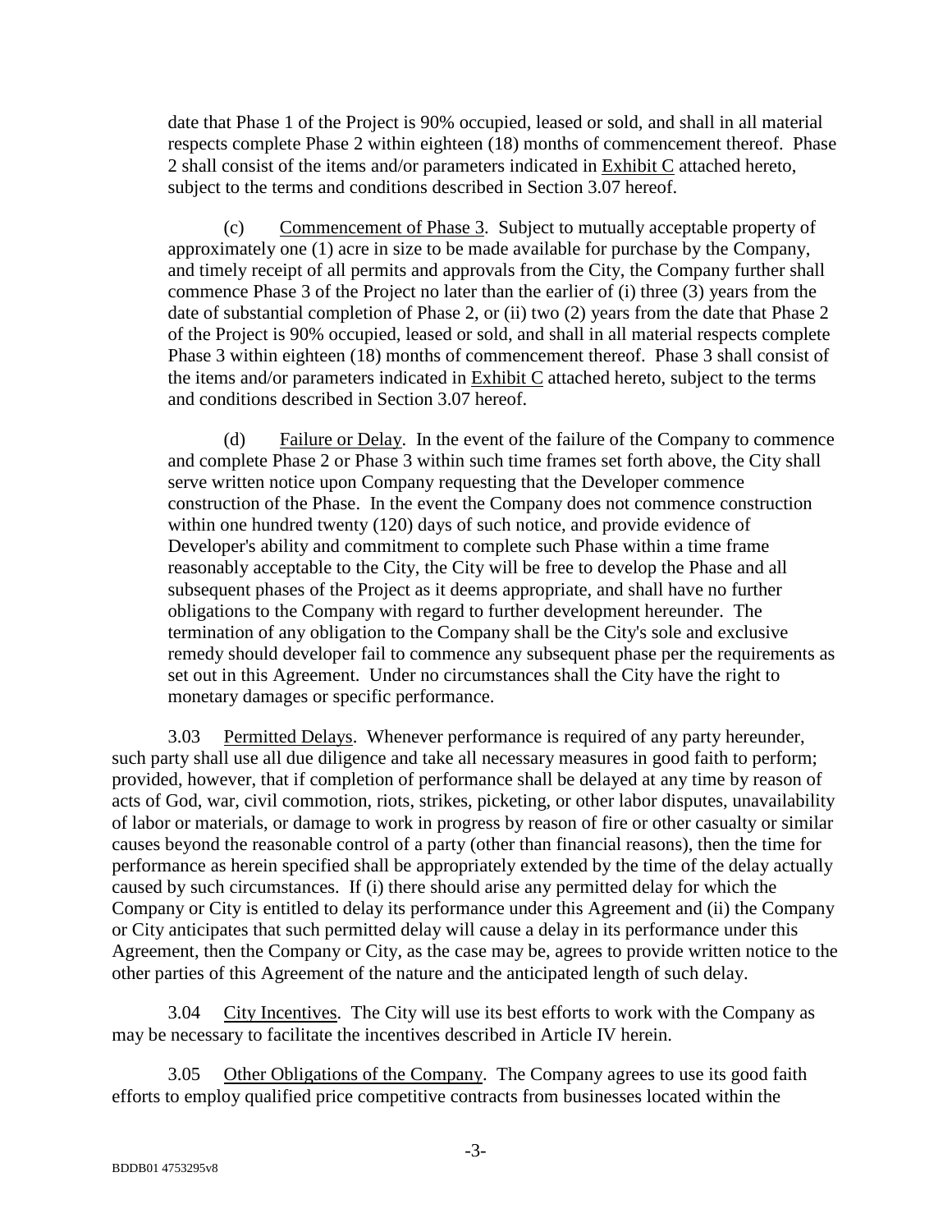date that Phase 1 of the Project is 90% occupied, leased or sold, and shall in all material respects complete Phase 2 within eighteen (18) months of commencement thereof. Phase 2 shall consist of the items and/or parameters indicated in Exhibit C attached hereto, subject to the terms and conditions described in Section 3.07 hereof.

(c) Commencement of Phase 3. Subject to mutually acceptable property of approximately one (1) acre in size to be made available for purchase by the Company, and timely receipt of all permits and approvals from the City, the Company further shall commence Phase 3 of the Project no later than the earlier of (i) three (3) years from the date of substantial completion of Phase 2, or (ii) two (2) years from the date that Phase 2 of the Project is 90% occupied, leased or sold, and shall in all material respects complete Phase 3 within eighteen (18) months of commencement thereof. Phase 3 shall consist of the items and/or parameters indicated in Exhibit C attached hereto, subject to the terms and conditions described in Section 3.07 hereof.

(d) Failure or Delay. In the event of the failure of the Company to commence and complete Phase 2 or Phase 3 within such time frames set forth above, the City shall serve written notice upon Company requesting that the Developer commence construction of the Phase. In the event the Company does not commence construction within one hundred twenty (120) days of such notice, and provide evidence of Developer's ability and commitment to complete such Phase within a time frame reasonably acceptable to the City, the City will be free to develop the Phase and all subsequent phases of the Project as it deems appropriate, and shall have no further obligations to the Company with regard to further development hereunder. The termination of any obligation to the Company shall be the City's sole and exclusive remedy should developer fail to commence any subsequent phase per the requirements as set out in this Agreement. Under no circumstances shall the City have the right to monetary damages or specific performance.

3.03 Permitted Delays. Whenever performance is required of any party hereunder, such party shall use all due diligence and take all necessary measures in good faith to perform; provided, however, that if completion of performance shall be delayed at any time by reason of acts of God, war, civil commotion, riots, strikes, picketing, or other labor disputes, unavailability of labor or materials, or damage to work in progress by reason of fire or other casualty or similar causes beyond the reasonable control of a party (other than financial reasons), then the time for performance as herein specified shall be appropriately extended by the time of the delay actually caused by such circumstances. If (i) there should arise any permitted delay for which the Company or City is entitled to delay its performance under this Agreement and (ii) the Company or City anticipates that such permitted delay will cause a delay in its performance under this Agreement, then the Company or City, as the case may be, agrees to provide written notice to the other parties of this Agreement of the nature and the anticipated length of such delay.

3.04 City Incentives. The City will use its best efforts to work with the Company as may be necessary to facilitate the incentives described in Article IV herein.

3.05 Other Obligations of the Company. The Company agrees to use its good faith efforts to employ qualified price competitive contracts from businesses located within the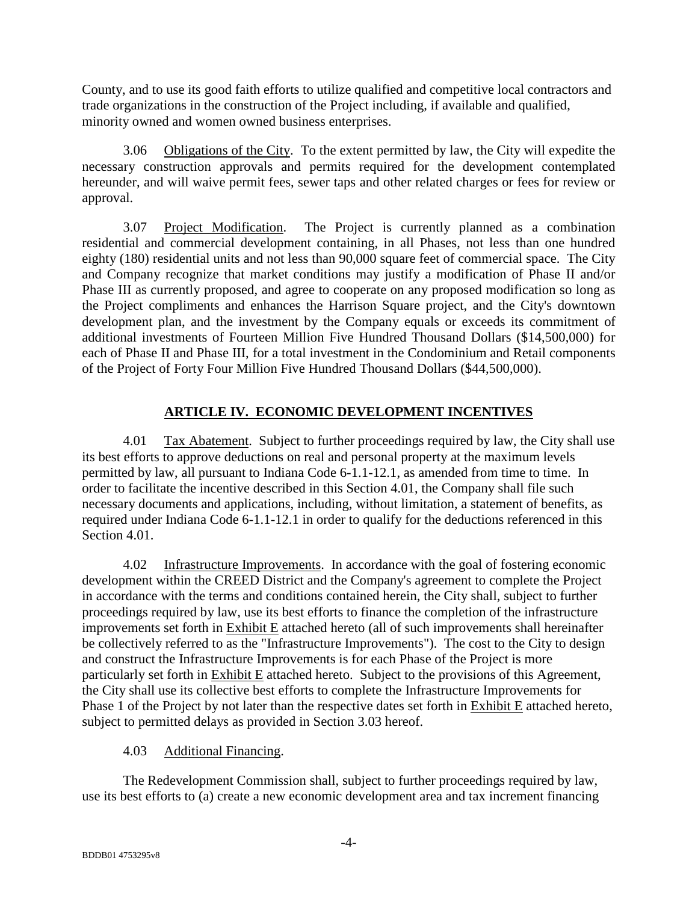County, and to use its good faith efforts to utilize qualified and competitive local contractors and trade organizations in the construction of the Project including, if available and qualified, minority owned and women owned business enterprises.

3.06 Obligations of the City. To the extent permitted by law, the City will expedite the necessary construction approvals and permits required for the development contemplated hereunder, and will waive permit fees, sewer taps and other related charges or fees for review or approval.

3.07 Project Modification. The Project is currently planned as a combination residential and commercial development containing, in all Phases, not less than one hundred eighty (180) residential units and not less than 90,000 square feet of commercial space. The City and Company recognize that market conditions may justify a modification of Phase II and/or Phase III as currently proposed, and agree to cooperate on any proposed modification so long as the Project compliments and enhances the Harrison Square project, and the City's downtown development plan, and the investment by the Company equals or exceeds its commitment of additional investments of Fourteen Million Five Hundred Thousand Dollars ($14,500,000) for each of Phase II and Phase III, for a total investment in the Condominium and Retail components of the Project of Forty Four Million Five Hundred Thousand Dollars ($44,500,000).

## ARTICLE IV. ECONOMIC DEVELOPMENT INCENTIVES

4.01 Tax Abatement. Subject to further proceedings required by law, the City shall use its best efforts to approve deductions on real and personal property at the maximum levels permitted by law, all pursuant to Indiana Code 6-1.1-12.1, as amended from time to time. In order to facilitate the incentive described in this Section 4.01, the Company shall file such necessary documents and applications, including, without limitation, a statement of benefits, as required under Indiana Code 6-1.1-12.1 in order to qualify for the deductions referenced in this Section 4.01.

4.02 Infrastructure Improvements. In accordance with the goal of fostering economic development within the CREED District and the Company's agreement to complete the Project in accordance with the terms and conditions contained herein, the City shall, subject to further proceedings required by law, use its best efforts to finance the completion of the infrastructure improvements set forth in Exhibit E attached hereto (all of such improvements shall hereinafter be collectively referred to as the "Infrastructure Improvements"). The cost to the City to design and construct the Infrastructure Improvements is for each Phase of the Project is more particularly set forth in Exhibit E attached hereto. Subject to the provisions of this Agreement, the City shall use its collective best efforts to complete the Infrastructure Improvements for Phase 1 of the Project by not later than the respective dates set forth in Exhibit E attached hereto, subject to permitted delays as provided in Section 3.03 hereof.

4.03 Additional Financing.

The Redevelopment Commission shall, subject to further proceedings required by law, use its best efforts to (a) create a new economic development area and tax increment financing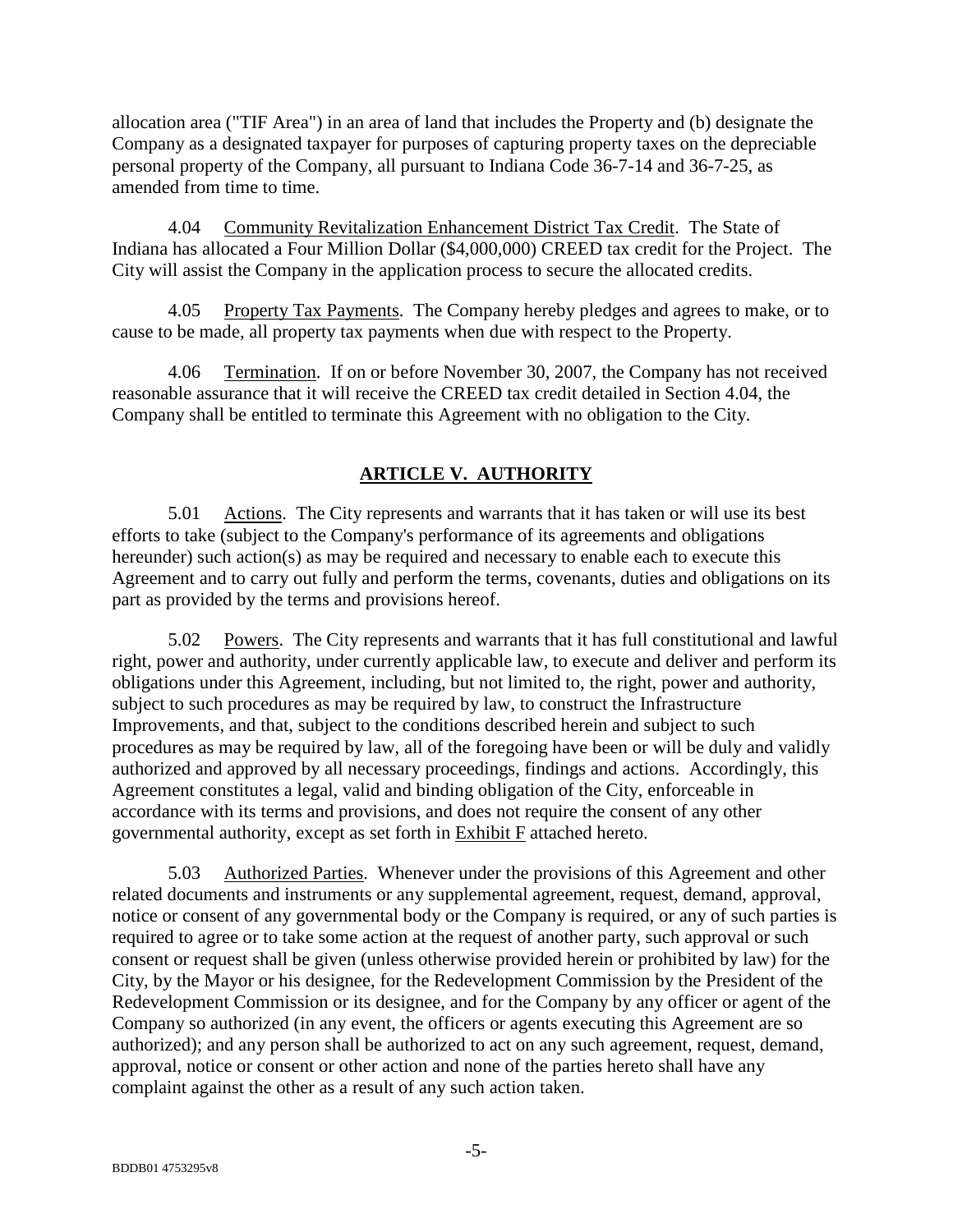allocation area ("TIF Area") in an area of land that includes the Property and (b) designate the Company as a designated taxpayer for purposes of capturing property taxes on the depreciable personal property of the Company, all pursuant to Indiana Code 36-7-14 and 36-7-25, as amended from time to time.

4.04 Community Revitalization Enhancement District Tax Credit. The State of Indiana has allocated a Four Million Dollar ($4,000,000) CREED tax credit for the Project. The City will assist the Company in the application process to secure the allocated credits.

4.05 Property Tax Payments. The Company hereby pledges and agrees to make, or to cause to be made, all property tax payments when due with respect to the Property.

4.06 Termination. If on or before November 30, 2007, the Company has not received reasonable assurance that it will receive the CREED tax credit detailed in Section 4.04, the Company shall be entitled to terminate this Agreement with no obligation to the City.

## ARTICLE V. AUTHORITY

5.01 Actions. The City represents and warrants that it has taken or will use its best efforts to take (subject to the Company's performance of its agreements and obligations hereunder) such action(s) as may be required and necessary to enable each to execute this Agreement and to carry out fully and perform the terms, covenants, duties and obligations on its part as provided by the terms and provisions hereof.

5.02 Powers. The City represents and warrants that it has full constitutional and lawful right, power and authority, under currently applicable law, to execute and deliver and perform its obligations under this Agreement, including, but not limited to, the right, power and authority, subject to such procedures as may be required by law, to construct the Infrastructure Improvements, and that, subject to the conditions described herein and subject to such procedures as may be required by law, all of the foregoing have been or will be duly and validly authorized and approved by all necessary proceedings, findings and actions. Accordingly, this Agreement constitutes a legal, valid and binding obligation of the City, enforceable in accordance with its terms and provisions, and does not require the consent of any other governmental authority, except as set forth in Exhibit F attached hereto.

5.03 Authorized Parties. Whenever under the provisions of this Agreement and other related documents and instruments or any supplemental agreement, request, demand, approval, notice or consent of any governmental body or the Company is required, or any of such parties is required to agree or to take some action at the request of another party, such approval or such consent or request shall be given (unless otherwise provided herein or prohibited by law) for the City, by the Mayor or his designee, for the Redevelopment Commission by the President of the Redevelopment Commission or its designee, and for the Company by any officer or agent of the Company so authorized (in any event, the officers or agents executing this Agreement are so authorized); and any person shall be authorized to act on any such agreement, request, demand, approval, notice or consent or other action and none of the parties hereto shall have any complaint against the other as a result of any such action taken.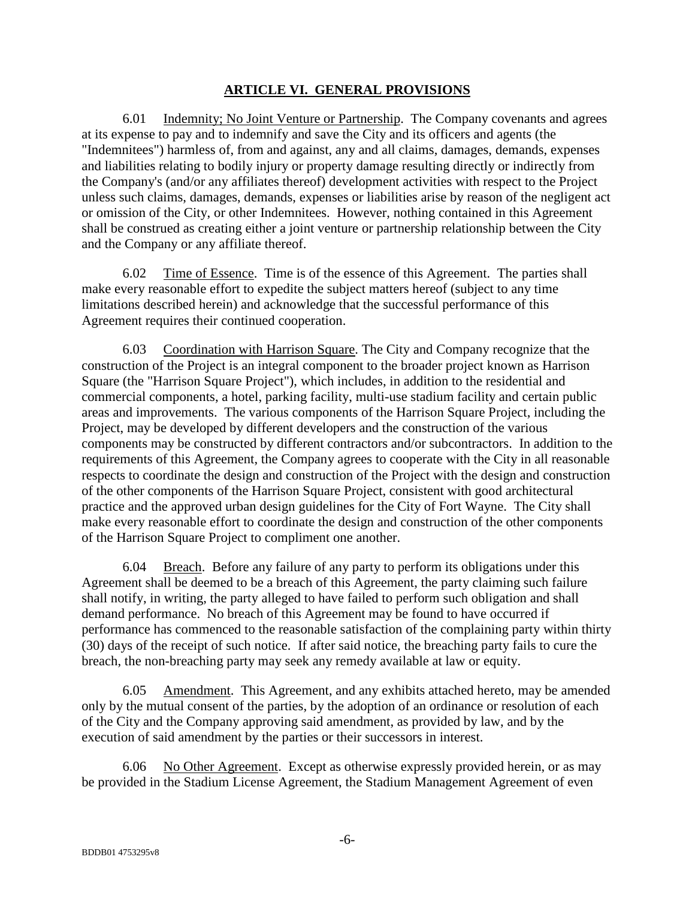## ARTICLE VI. GENERAL PROVISIONS

6.01 Indemnity; No Joint Venture or Partnership. The Company covenants and agrees at its expense to pay and to indemnify and save the City and its officers and agents (the "Indemnitees") harmless of, from and against, any and all claims, damages, demands, expenses and liabilities relating to bodily injury or property damage resulting directly or indirectly from the Company's (and/or any affiliates thereof) development activities with respect to the Project unless such claims, damages, demands, expenses or liabilities arise by reason of the negligent act or omission of the City, or other Indemnitees. However, nothing contained in this Agreement shall be construed as creating either a joint venture or partnership relationship between the City and the Company or any affiliate thereof.

6.02 Time of Essence. Time is of the essence of this Agreement. The parties shall make every reasonable effort to expedite the subject matters hereof (subject to any time limitations described herein) and acknowledge that the successful performance of this Agreement requires their continued cooperation.

6.03 Coordination with Harrison Square. The City and Company recognize that the construction of the Project is an integral component to the broader project known as Harrison Square (the "Harrison Square Project"), which includes, in addition to the residential and commercial components, a hotel, parking facility, multi-use stadium facility and certain public areas and improvements. The various components of the Harrison Square Project, including the Project, may be developed by different developers and the construction of the various components may be constructed by different contractors and/or subcontractors. In addition to the requirements of this Agreement, the Company agrees to cooperate with the City in all reasonable respects to coordinate the design and construction of the Project with the design and construction of the other components of the Harrison Square Project, consistent with good architectural practice and the approved urban design guidelines for the City of Fort Wayne. The City shall make every reasonable effort to coordinate the design and construction of the other components of the Harrison Square Project to compliment one another.

6.04 Breach. Before any failure of any party to perform its obligations under this Agreement shall be deemed to be a breach of this Agreement, the party claiming such failure shall notify, in writing, the party alleged to have failed to perform such obligation and shall demand performance. No breach of this Agreement may be found to have occurred if performance has commenced to the reasonable satisfaction of the complaining party within thirty (30) days of the receipt of such notice. If after said notice, the breaching party fails to cure the breach, the non-breaching party may seek any remedy available at law or equity.

6.05 Amendment. This Agreement, and any exhibits attached hereto, may be amended only by the mutual consent of the parties, by the adoption of an ordinance or resolution of each of the City and the Company approving said amendment, as provided by law, and by the execution of said amendment by the parties or their successors in interest.

6.06 No Other Agreement. Except as otherwise expressly provided herein, or as may be provided in the Stadium License Agreement, the Stadium Management Agreement of even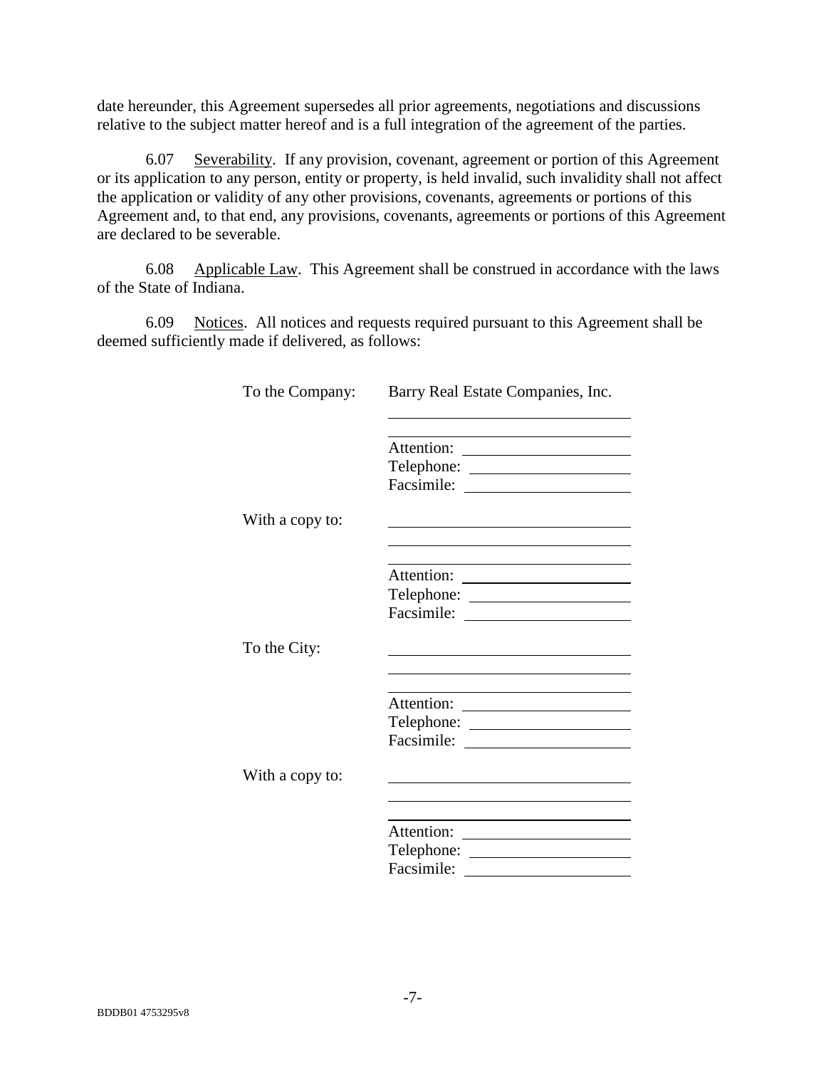date hereunder, this Agreement supersedes all prior agreements, negotiations and discussions relative to the subject matter hereof and is a full integration of the agreement of the parties.

6.07 Severability. If any provision, covenant, agreement or portion of this Agreement or its application to any person, entity or property, is held invalid, such invalidity shall not affect the application or validity of any other provisions, covenants, agreements or portions of this Agreement and, to that end, any provisions, covenants, agreements or portions of this Agreement are declared to be severable.

6.08 Applicable Law. This Agreement shall be construed in accordance with the laws of the State of Indiana.

6.09 Notices. All notices and requests required pursuant to this Agreement shall be deemed sufficiently made if delivered, as follows:

To the Company: Barry Real Estate Companies, Inc.
\_\_\_\_\_\_\_\_\_\_\_\_\_\_\_\_\_\_\_\_\_\_\_\_\_\_\_\_
\_\_\_\_\_\_\_\_\_\_\_\_\_\_\_\_\_\_\_\_\_\_\_\_\_\_\_\_
Attention: \_\_\_\_\_\_\_\_\_\_\_\_\_\_\_\_\_\_\_\_
Telephone: \_\_\_\_\_\_\_\_\_\_\_\_\_\_\_\_\_\_\_\_
Facsimile: \_\_\_\_\_\_\_\_\_\_\_\_\_\_\_\_\_\_\_\_

With a copy to: \_\_\_\_\_\_\_\_\_\_\_\_\_\_\_\_\_\_\_\_\_\_\_\_\_\_\_\_
\_\_\_\_\_\_\_\_\_\_\_\_\_\_\_\_\_\_\_\_\_\_\_\_\_\_\_\_
\_\_\_\_\_\_\_\_\_\_\_\_\_\_\_\_\_\_\_\_\_\_\_\_\_\_\_\_
Attention: \_\_\_\_\_\_\_\_\_\_\_\_\_\_\_\_\_\_\_\_
Telephone: \_\_\_\_\_\_\_\_\_\_\_\_\_\_\_\_\_\_\_\_
Facsimile: \_\_\_\_\_\_\_\_\_\_\_\_\_\_\_\_\_\_\_\_

To the City: \_\_\_\_\_\_\_\_\_\_\_\_\_\_\_\_\_\_\_\_\_\_\_\_\_\_\_\_
\_\_\_\_\_\_\_\_\_\_\_\_\_\_\_\_\_\_\_\_\_\_\_\_\_\_\_\_
\_\_\_\_\_\_\_\_\_\_\_\_\_\_\_\_\_\_\_\_\_\_\_\_\_\_\_\_
Attention: \_\_\_\_\_\_\_\_\_\_\_\_\_\_\_\_\_\_\_\_
Telephone: \_\_\_\_\_\_\_\_\_\_\_\_\_\_\_\_\_\_\_\_
Facsimile: \_\_\_\_\_\_\_\_\_\_\_\_\_\_\_\_\_\_\_\_

With a copy to: \_\_\_\_\_\_\_\_\_\_\_\_\_\_\_\_\_\_\_\_\_\_\_\_\_\_\_\_
\_\_\_\_\_\_\_\_\_\_\_\_\_\_\_\_\_\_\_\_\_\_\_\_\_\_\_\_
\_\_\_\_\_\_\_\_\_\_\_\_\_\_\_\_\_\_\_\_\_\_\_\_\_\_\_\_
Attention: \_\_\_\_\_\_\_\_\_\_\_\_\_\_\_\_\_\_\_\_
Telephone: \_\_\_\_\_\_\_\_\_\_\_\_\_\_\_\_\_\_\_\_
Facsimile: \_\_\_\_\_\_\_\_\_\_\_\_\_\_\_\_\_\_\_\_

BDDB01 4753295v8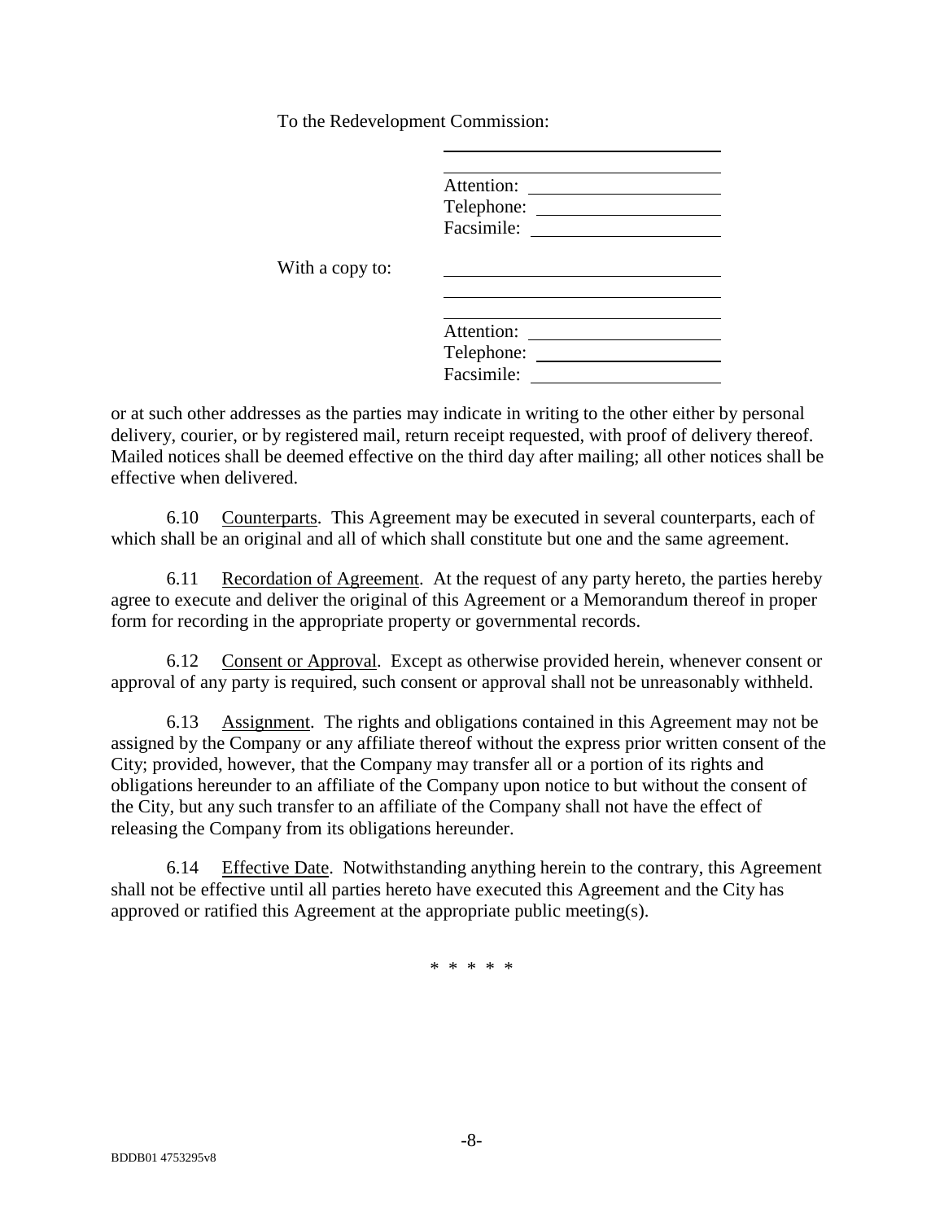To the Redevelopment Commission:

\_\_\_\_\_\_\_\_\_\_\_\_\_\_\_\_\_\_\_\_\_\_\_\_\_\_\_\_\_\_\_

\_\_\_\_\_\_\_\_\_\_\_\_\_\_\_\_\_\_\_\_\_\_\_\_\_\_\_\_\_\_\_

Attention: \_\_\_\_\_\_\_\_\_\_\_\_\_\_\_\_\_\_\_\_\_
Telephone: \_\_\_\_\_\_\_\_\_\_\_\_\_\_\_\_\_\_\_\_\_
Facsimile: \_\_\_\_\_\_\_\_\_\_\_\_\_\_\_\_\_\_\_\_\_

With a copy to: \_\_\_\_\_\_\_\_\_\_\_\_\_\_\_\_\_\_\_\_\_\_\_\_\_\_\_\_\_\_\_

\_\_\_\_\_\_\_\_\_\_\_\_\_\_\_\_\_\_\_\_\_\_\_\_\_\_\_\_\_\_\_

\_\_\_\_\_\_\_\_\_\_\_\_\_\_\_\_\_\_\_\_\_\_\_\_\_\_\_\_\_\_\_

Attention: \_\_\_\_\_\_\_\_\_\_\_\_\_\_\_\_\_\_\_\_\_
Telephone: \_\_\_\_\_\_\_\_\_\_\_\_\_\_\_\_\_\_\_\_\_
Facsimile: \_\_\_\_\_\_\_\_\_\_\_\_\_\_\_\_\_\_\_\_\_

or at such other addresses as the parties may indicate in writing to the other either by personal delivery, courier, or by registered mail, return receipt requested, with proof of delivery thereof. Mailed notices shall be deemed effective on the third day after mailing; all other notices shall be effective when delivered.

6.10 Counterparts. This Agreement may be executed in several counterparts, each of which shall be an original and all of which shall constitute but one and the same agreement.

6.11 Recordation of Agreement. At the request of any party hereto, the parties hereby agree to execute and deliver the original of this Agreement or a Memorandum thereof in proper form for recording in the appropriate property or governmental records.

6.12 Consent or Approval. Except as otherwise provided herein, whenever consent or approval of any party is required, such consent or approval shall not be unreasonably withheld.

6.13 Assignment. The rights and obligations contained in this Agreement may not be assigned by the Company or any affiliate thereof without the express prior written consent of the City; provided, however, that the Company may transfer all or a portion of its rights and obligations hereunder to an affiliate of the Company upon notice to but without the consent of the City, but any such transfer to an affiliate of the Company shall not have the effect of releasing the Company from its obligations hereunder.

6.14 Effective Date. Notwithstanding anything herein to the contrary, this Agreement shall not be effective until all parties hereto have executed this Agreement and the City has approved or ratified this Agreement at the appropriate public meeting(s).

\* \* \* \* \*

BDDB01 4753295v8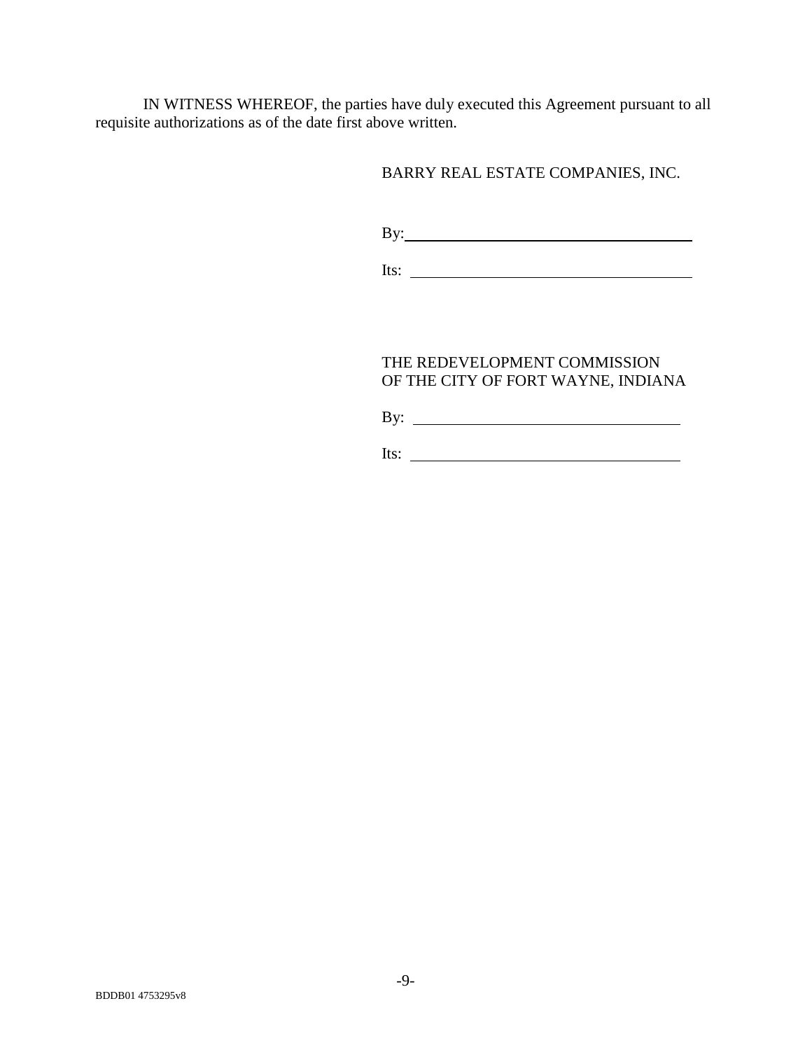IN WITNESS WHEREOF, the parties have duly executed this Agreement pursuant to all requisite authorizations as of the date first above written.

BARRY REAL ESTATE COMPANIES, INC.

By: ____________________________________

Its: ____________________________________

THE REDEVELOPMENT COMMISSION
OF THE CITY OF FORT WAYNE, INDIANA

By: ____________________________________

Its: ____________________________________

BDDB01 4753295v8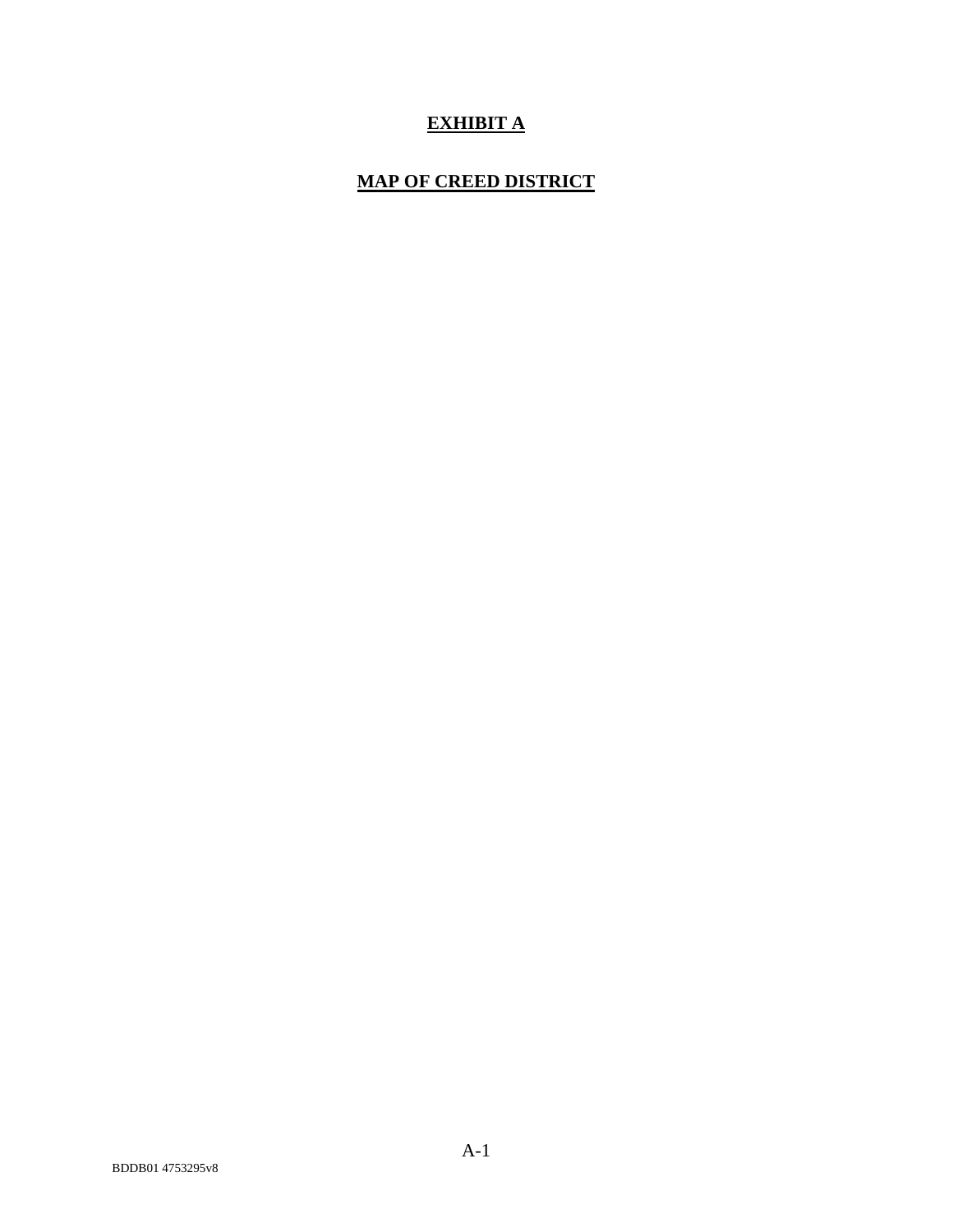# **EXHIBIT A**

## **MAP OF CREED DISTRICT**

BDDB01 4753295v8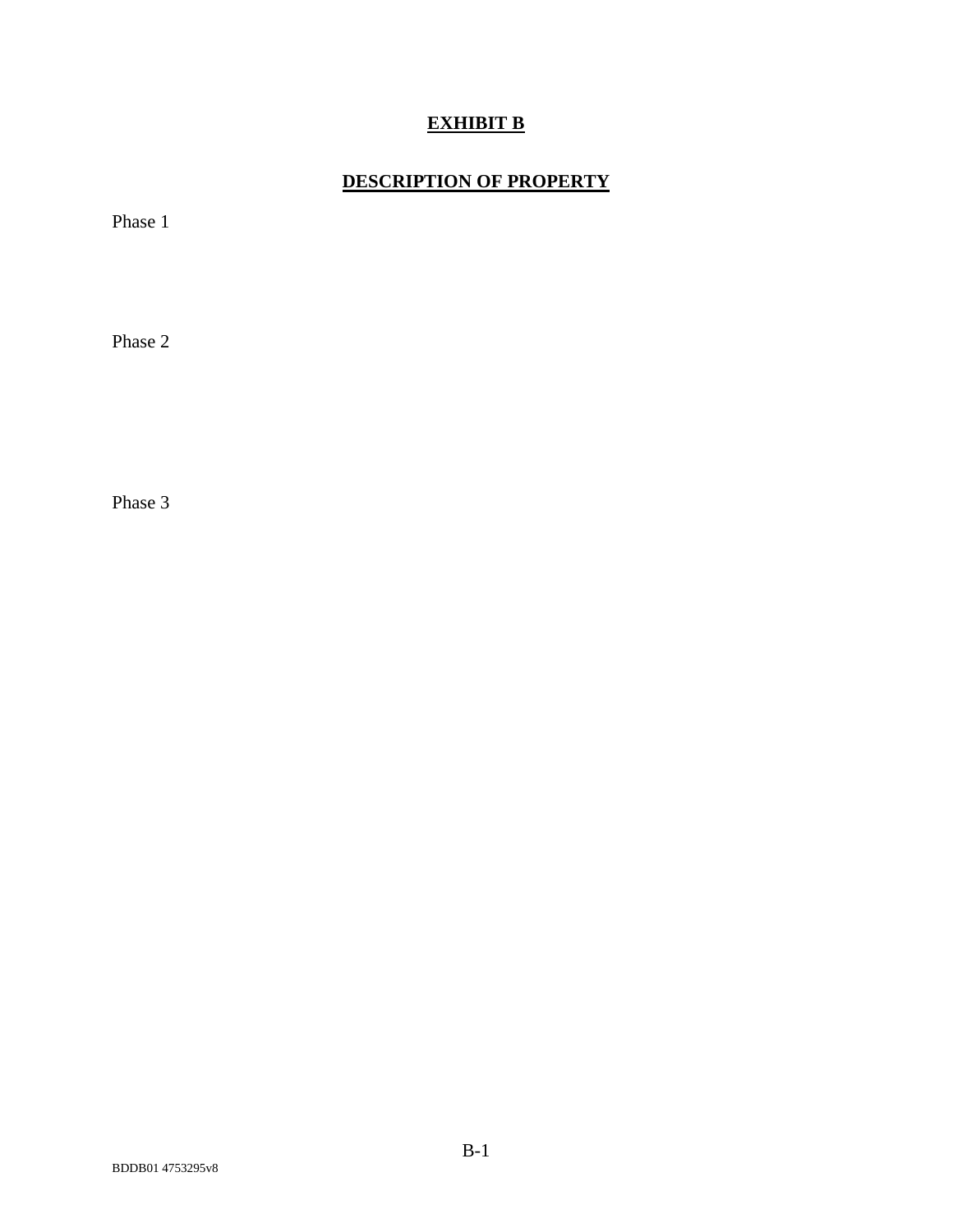# EXHIBIT B

## DESCRIPTION OF PROPERTY

Phase 1

Phase 2

Phase 3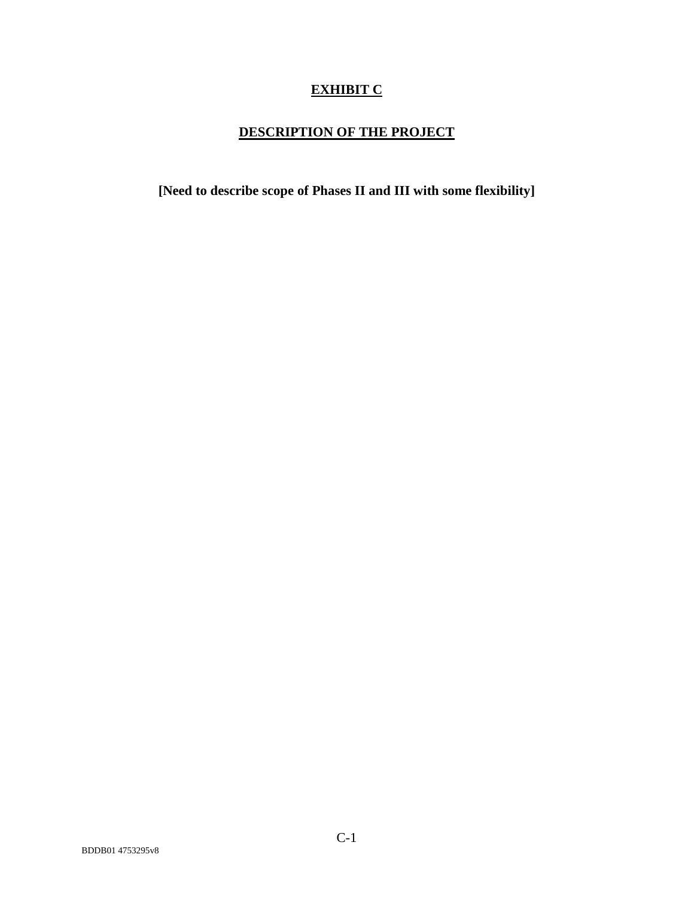# EXHIBIT C

## DESCRIPTION OF THE PROJECT

**[Need to describe scope of Phases II and III with some flexibility]**

BDDB01 4753295v8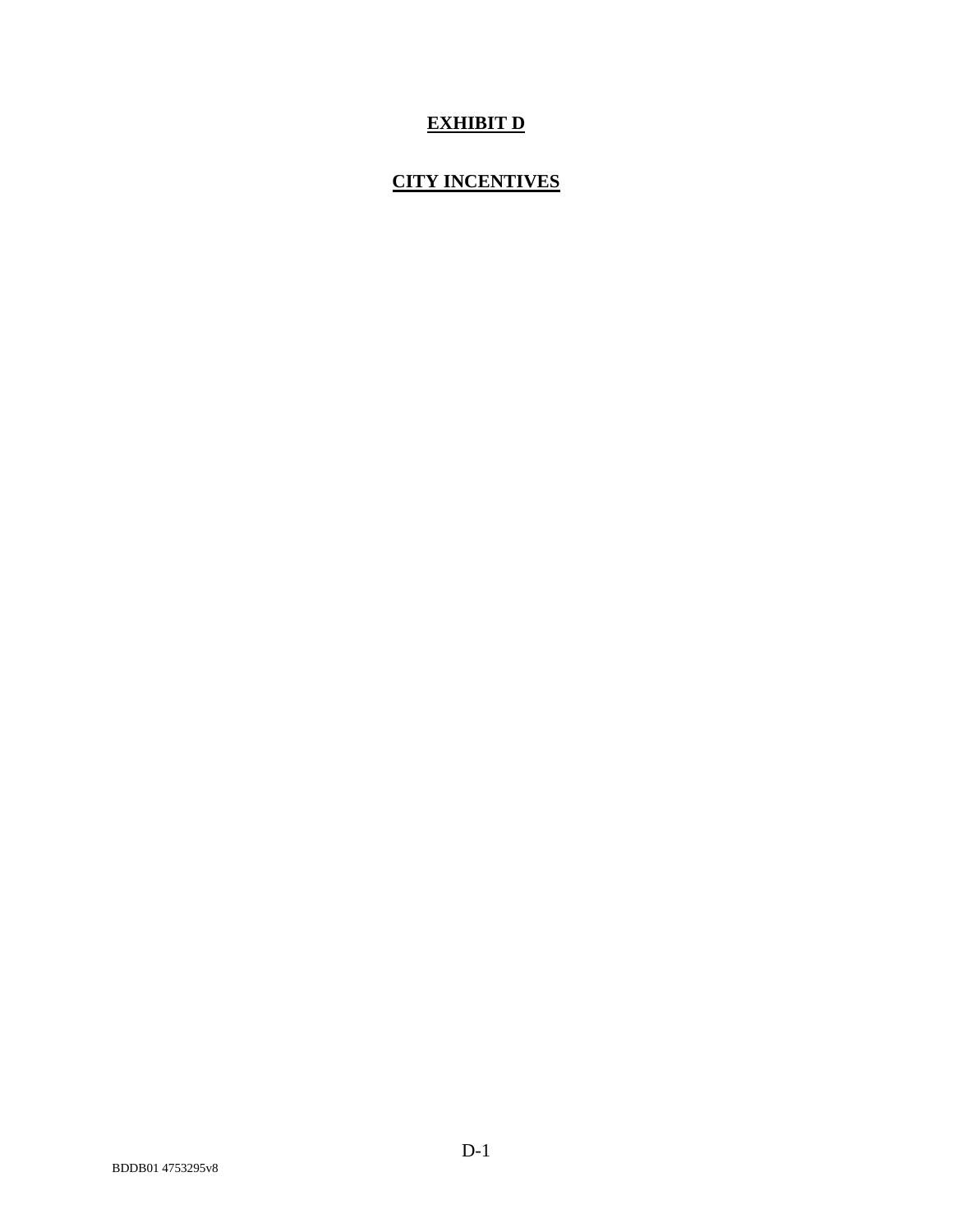# **EXHIBIT D**

## **CITY INCENTIVES**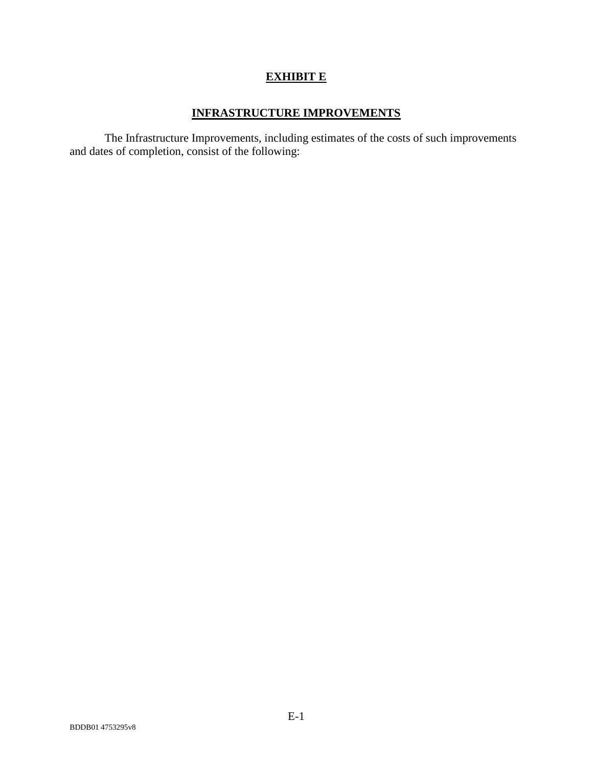# EXHIBIT E

## INFRASTRUCTURE IMPROVEMENTS

The Infrastructure Improvements, including estimates of the costs of such improvements and dates of completion, consist of the following: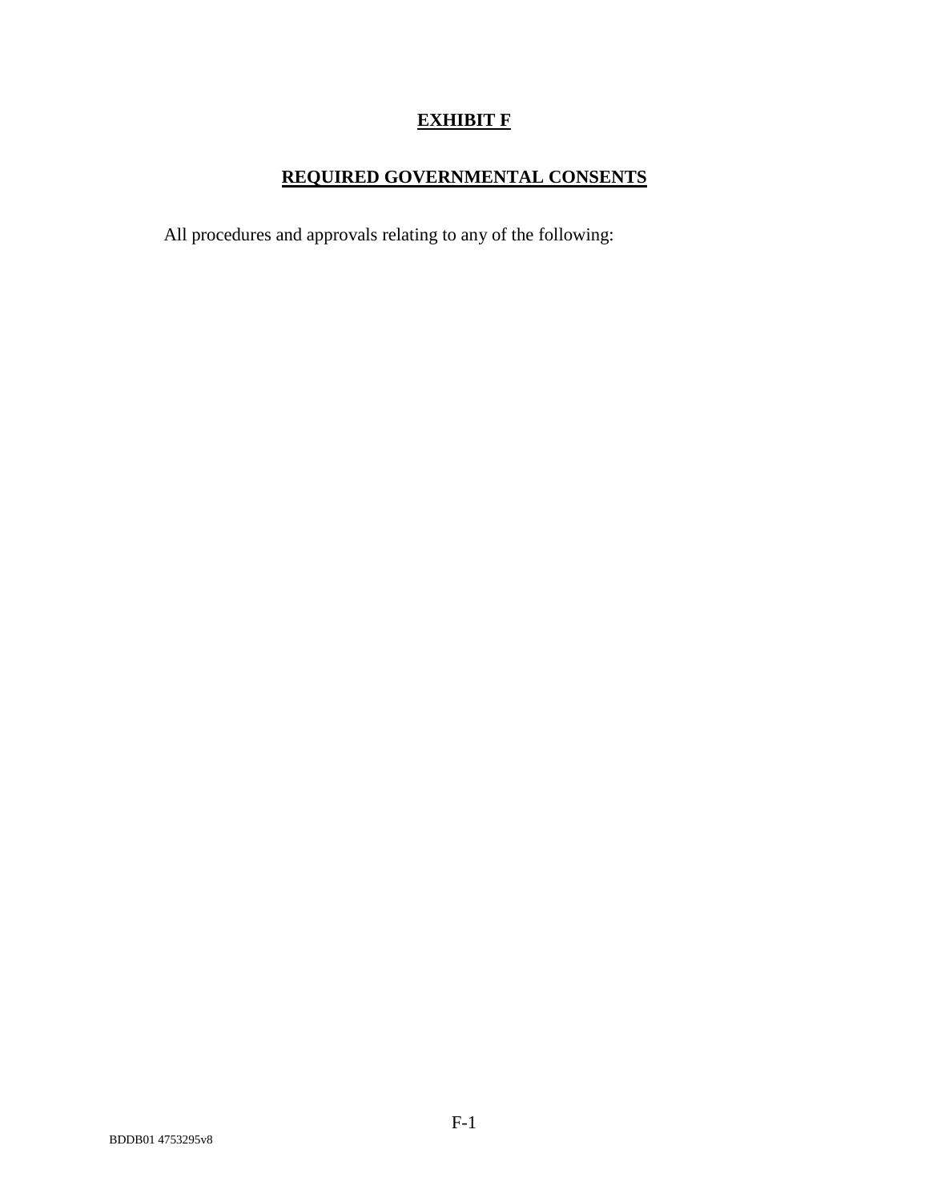**EXHIBIT F**

**REQUIRED GOVERNMENTAL CONSENTS**

All procedures and approvals relating to any of the following:

BDDB01 4753295v8